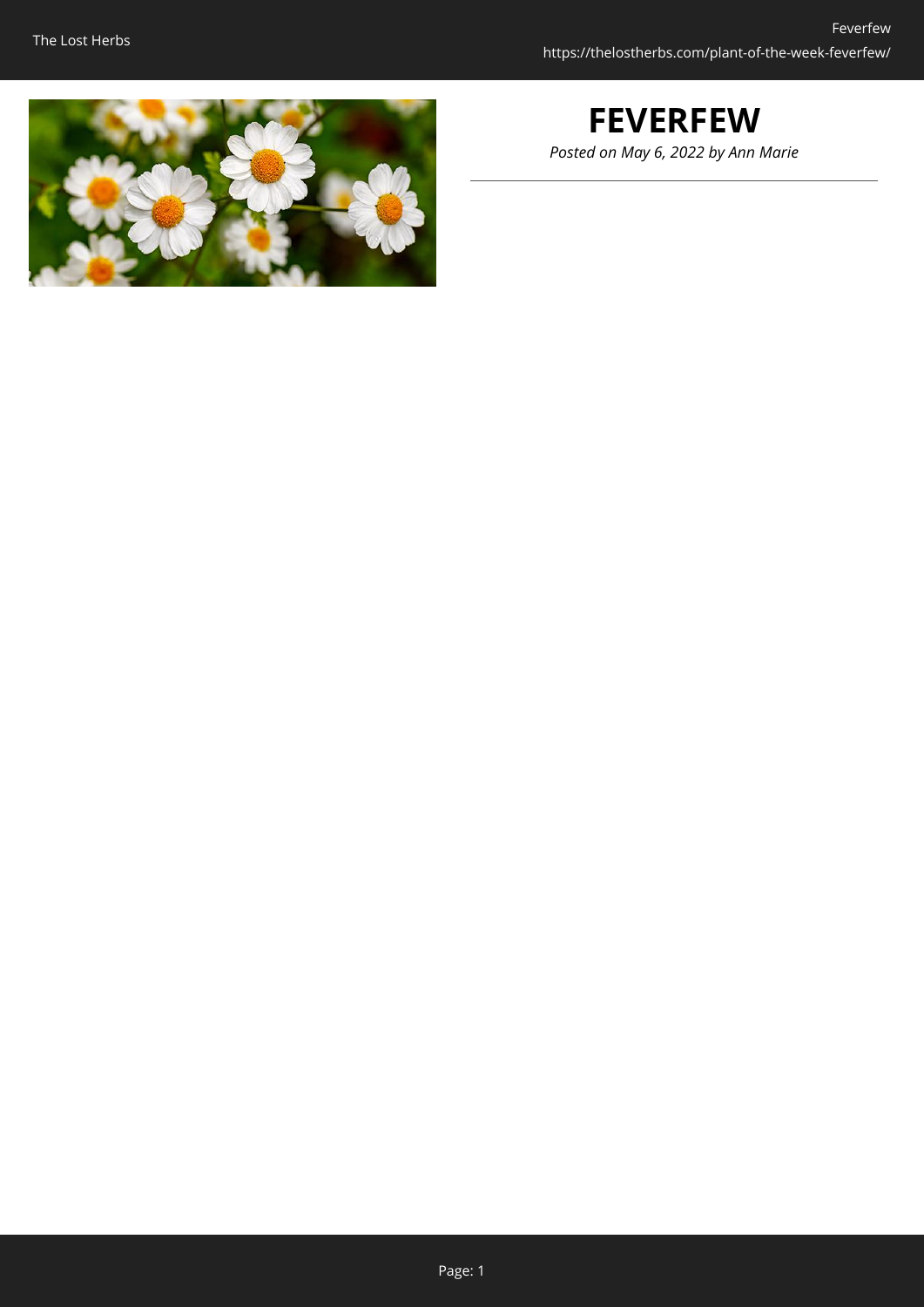# FEVERFEW

*Posted on May 6, 2022 by Ann Marie*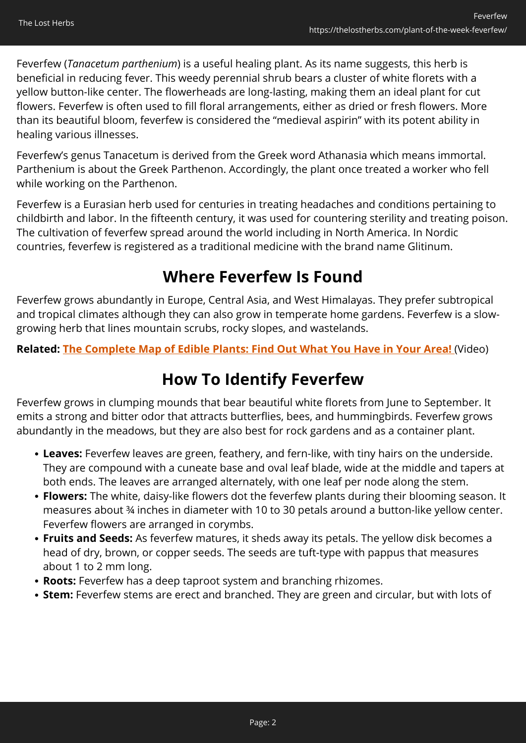Feverfew (*Tanacetum parthenium*) is a useful healing plant. As its name suggests, this herb is beneficial in reducing fever. This weedy perennial shrub bears a cluster of white florets with a yellow button-like center. The flowerheads are long-lasting, making them an ideal plant for cut flowers. Feverfew is often used to fill floral arrangements, either as dried or fresh flowers. More than its beautiful bloom, feverfew is considered the "medieval aspirin" with its potent ability in healing various illnesses.

Feverfew's genus Tanacetum is derived from the Greek word Athanasia which means immortal. Parthenium is about the Greek Parthenon. Accordingly, the plant once treated a worker who fell while working on the Parthenon.

Feverfew is a Eurasian herb used for centuries in treating headaches and conditions pertaining to childbirth and labor. In the fifteenth century, it was used for countering sterility and treating poison. The cultivation of feverfew spread around the world including in North America. In Nordic countries, feverfew is registered as a traditional medicine with the brand name Glitinum.

## Where Feverfew Is Found

Feverfew grows abundantly in Europe, Central Asia, and West Himalayas. They prefer subtropical and tropical climates although they can also grow in temperate home gardens. Feverfew is a slow-growing herb that lines mountain scrubs, rocky slopes, and wastelands.

**Related: The Complete Map of Edible Plants: Find Out What You Have in Your Area!** (Video)

## How To Identify Feverfew

Feverfew grows in clumping mounds that bear beautiful white florets from June to September. It emits a strong and bitter odor that attracts butterflies, bees, and hummingbirds. Feverfew grows abundantly in the meadows, but they are also best for rock gardens and as a container plant.

- **Leaves:** Feverfew leaves are green, feathery, and fern-like, with tiny hairs on the underside. They are compound with a cuneate base and oval leaf blade, wide at the middle and tapers at both ends. The leaves are arranged alternately, with one leaf per node along the stem.
- **Flowers:** The white, daisy-like flowers dot the feverfew plants during their blooming season. It measures about ¾ inches in diameter with 10 to 30 petals around a button-like yellow center. Feverfew flowers are arranged in corymbs.
- **Fruits and Seeds:** As feverfew matures, it sheds away its petals. The yellow disk becomes a head of dry, brown, or copper seeds. The seeds are tuft-type with pappus that measures about 1 to 2 mm long.
- **Roots:** Feverfew has a deep taproot system and branching rhizomes.
- **Stem:** Feverfew stems are erect and branched. They are green and circular, but with lots of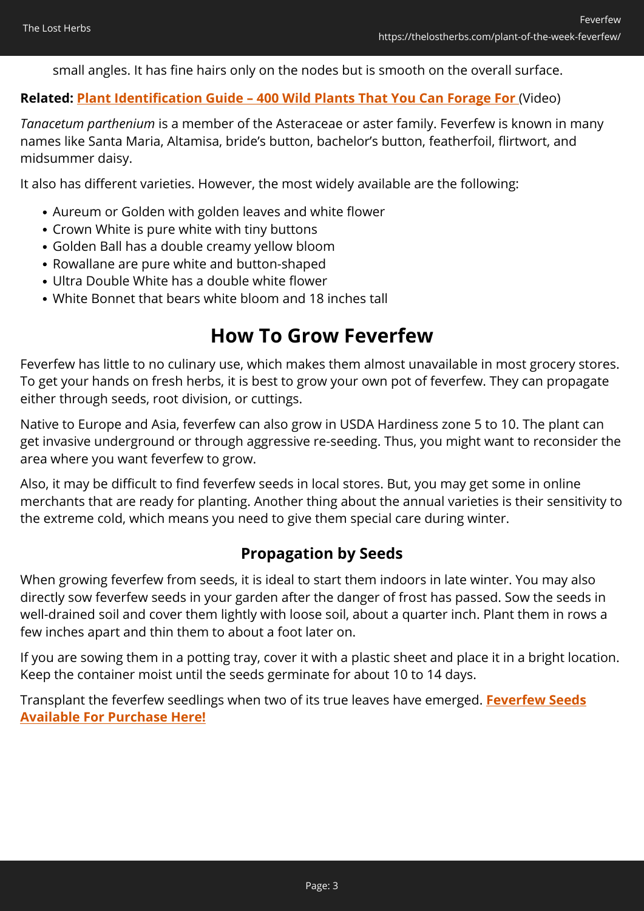small angles. It has fine hairs only on the nodes but is smooth on the overall surface.

**Related: Plant Identification Guide – 400 Wild Plants That You Can Forage For** (Video)

*Tanacetum parthenium* is a member of the Asteraceae or aster family. Feverfew is known in many names like Santa Maria, Altamisa, bride's button, bachelor's button, featherfoil, flirtwort, and midsummer daisy.

It also has different varieties. However, the most widely available are the following:

- Aureum or Golden with golden leaves and white flower
- Crown White is pure white with tiny buttons
- Golden Ball has a double creamy yellow bloom
- Rowallane are pure white and button-shaped
- Ultra Double White has a double white flower
- White Bonnet that bears white bloom and 18 inches tall

## How To Grow Feverfew

Feverfew has little to no culinary use, which makes them almost unavailable in most grocery stores. To get your hands on fresh herbs, it is best to grow your own pot of feverfew. They can propagate either through seeds, root division, or cuttings.

Native to Europe and Asia, feverfew can also grow in USDA Hardiness zone 5 to 10. The plant can get invasive underground or through aggressive re-seeding. Thus, you might want to reconsider the area where you want feverfew to grow.

Also, it may be difficult to find feverfew seeds in local stores. But, you may get some in online merchants that are ready for planting. Another thing about the annual varieties is their sensitivity to the extreme cold, which means you need to give them special care during winter.

### Propagation by Seeds

When growing feverfew from seeds, it is ideal to start them indoors in late winter. You may also directly sow feverfew seeds in your garden after the danger of frost has passed. Sow the seeds in well-drained soil and cover them lightly with loose soil, about a quarter inch. Plant them in rows a few inches apart and thin them to about a foot later on.

If you are sowing them in a potting tray, cover it with a plastic sheet and place it in a bright location. Keep the container moist until the seeds germinate for about 10 to 14 days.

Transplant the feverfew seedlings when two of its true leaves have emerged. **Feverfew Seeds Available For Purchase Here!**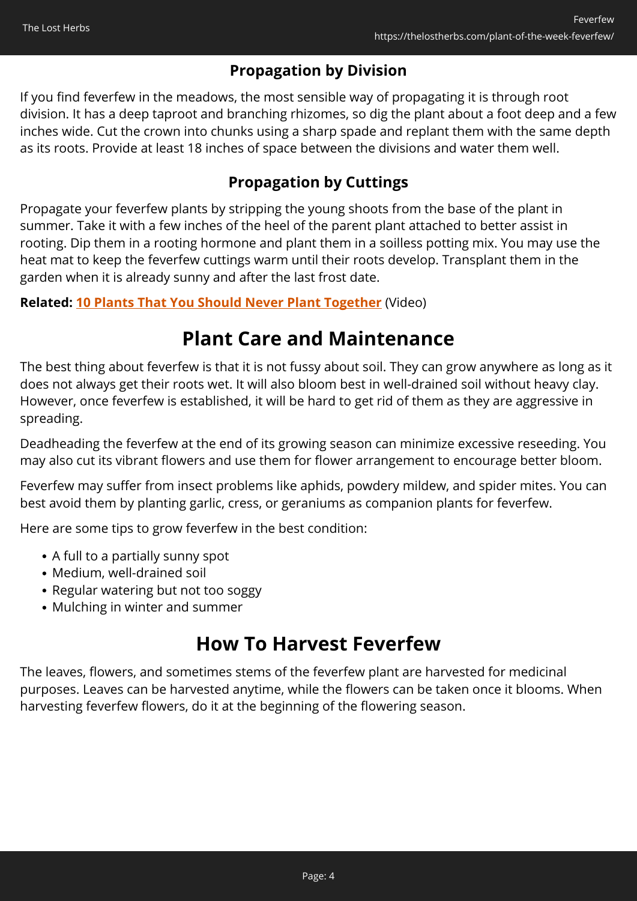### Propagation by Division

If you find feverfew in the meadows, the most sensible way of propagating it is through root division. It has a deep taproot and branching rhizomes, so dig the plant about a foot deep and a few inches wide. Cut the crown into chunks using a sharp spade and replant them with the same depth as its roots. Provide at least 18 inches of space between the divisions and water them well.

### Propagation by Cuttings

Propagate your feverfew plants by stripping the young shoots from the base of the plant in summer. Take it with a few inches of the heel of the parent plant attached to better assist in rooting. Dip them in a rooting hormone and plant them in a soilless potting mix. You may use the heat mat to keep the feverfew cuttings warm until their roots develop. Transplant them in the garden when it is already sunny and after the last frost date.

**Related: 10 Plants That You Should Never Plant Together** (Video)

## Plant Care and Maintenance

The best thing about feverfew is that it is not fussy about soil. They can grow anywhere as long as it does not always get their roots wet. It will also bloom best in well-drained soil without heavy clay. However, once feverfew is established, it will be hard to get rid of them as they are aggressive in spreading.

Deadheading the feverfew at the end of its growing season can minimize excessive reseeding. You may also cut its vibrant flowers and use them for flower arrangement to encourage better bloom.

Feverfew may suffer from insect problems like aphids, powdery mildew, and spider mites. You can best avoid them by planting garlic, cress, or geraniums as companion plants for feverfew.

Here are some tips to grow feverfew in the best condition:

- A full to a partially sunny spot
- Medium, well-drained soil
- Regular watering but not too soggy
- Mulching in winter and summer

## How To Harvest Feverfew

The leaves, flowers, and sometimes stems of the feverfew plant are harvested for medicinal purposes. Leaves can be harvested anytime, while the flowers can be taken once it blooms. When harvesting feverfew flowers, do it at the beginning of the flowering season.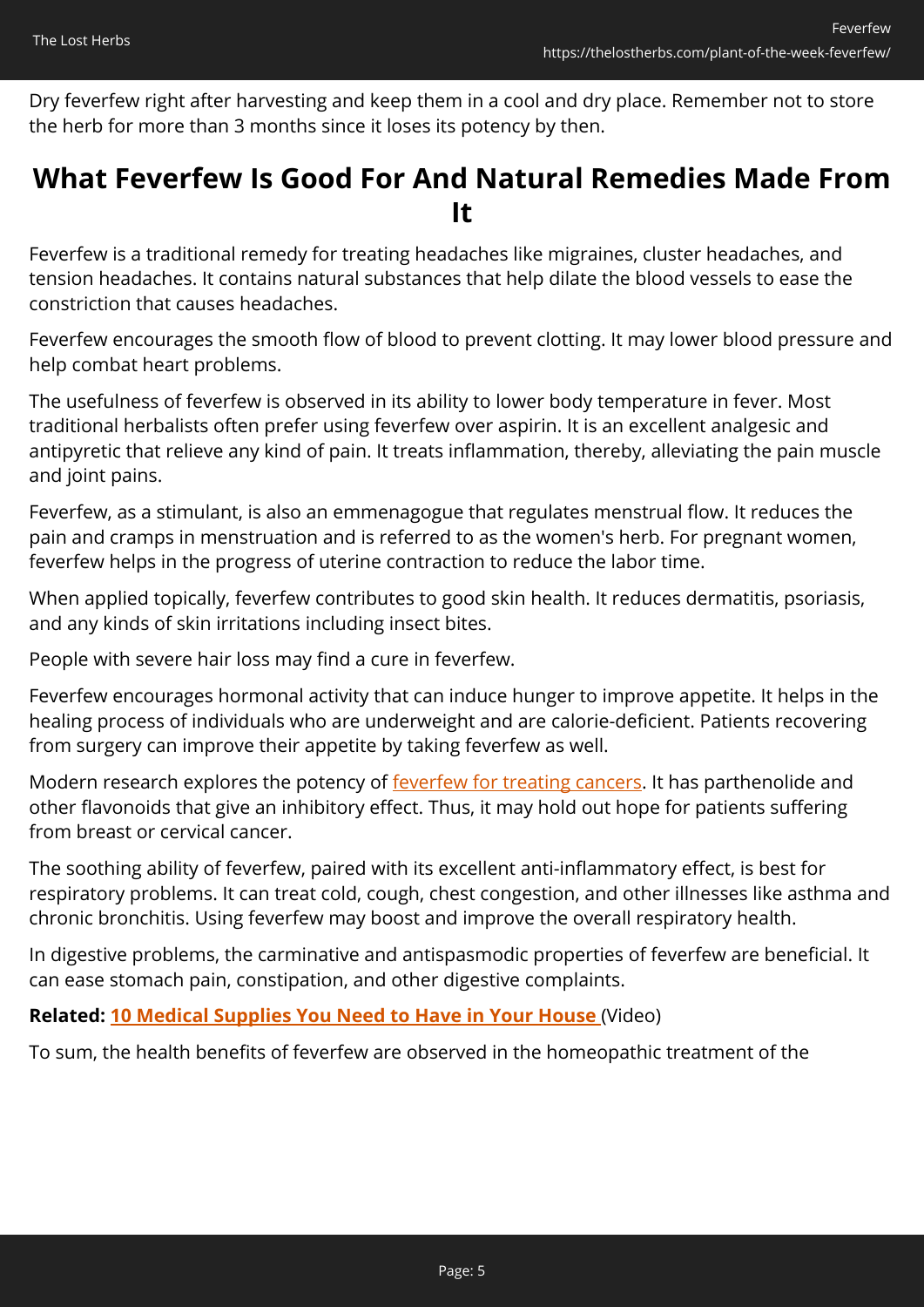Dry feverfew right after harvesting and keep them in a cool and dry place. Remember not to store the herb for more than 3 months since it loses its potency by then.

## What Feverfew Is Good For And Natural Remedies Made From It

Feverfew is a traditional remedy for treating headaches like migraines, cluster headaches, and tension headaches. It contains natural substances that help dilate the blood vessels to ease the constriction that causes headaches.

Feverfew encourages the smooth flow of blood to prevent clotting. It may lower blood pressure and help combat heart problems.

The usefulness of feverfew is observed in its ability to lower body temperature in fever. Most traditional herbalists often prefer using feverfew over aspirin. It is an excellent analgesic and antipyretic that relieve any kind of pain. It treats inflammation, thereby, alleviating the pain muscle and joint pains.

Feverfew, as a stimulant, is also an emmenagogue that regulates menstrual flow. It reduces the pain and cramps in menstruation and is referred to as the women's herb. For pregnant women, feverfew helps in the progress of uterine contraction to reduce the labor time.

When applied topically, feverfew contributes to good skin health. It reduces dermatitis, psoriasis, and any kinds of skin irritations including insect bites.

People with severe hair loss may find a cure in feverfew.

Feverfew encourages hormonal activity that can induce hunger to improve appetite. It helps in the healing process of individuals who are underweight and are calorie-deficient. Patients recovering from surgery can improve their appetite by taking feverfew as well.

Modern research explores the potency of feverfew for treating cancers. It has parthenolide and other flavonoids that give an inhibitory effect. Thus, it may hold out hope for patients suffering from breast or cervical cancer.

The soothing ability of feverfew, paired with its excellent anti-inflammatory effect, is best for respiratory problems. It can treat cold, cough, chest congestion, and other illnesses like asthma and chronic bronchitis. Using feverfew may boost and improve the overall respiratory health.

In digestive problems, the carminative and antispasmodic properties of feverfew are beneficial. It can ease stomach pain, constipation, and other digestive complaints.

**Related: 10 Medical Supplies You Need to Have in Your House** (Video)

To sum, the health benefits of feverfew are observed in the homeopathic treatment of the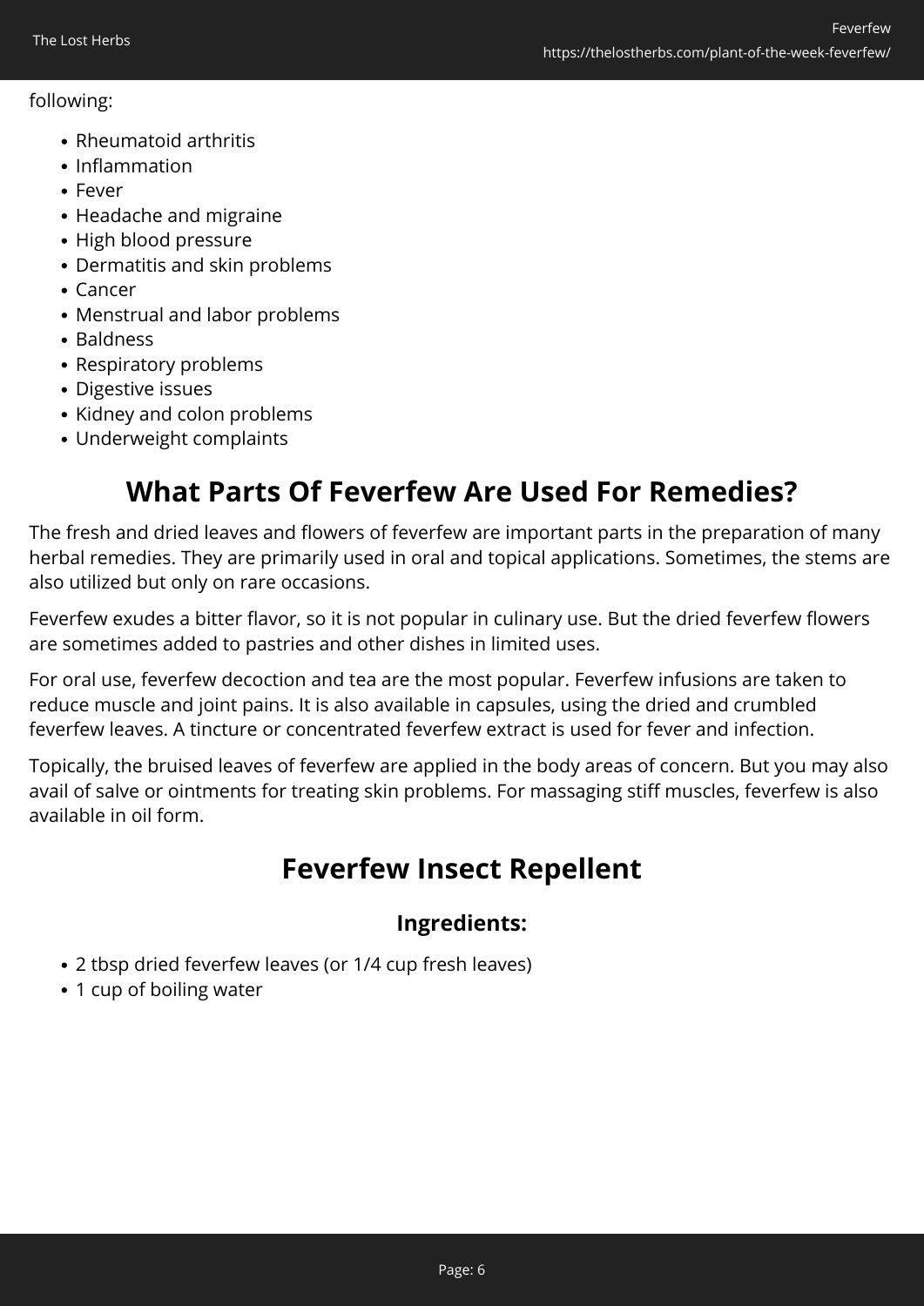following:

- Rheumatoid arthritis
- Inflammation
- Fever
- Headache and migraine
- High blood pressure
- Dermatitis and skin problems
- Cancer
- Menstrual and labor problems
- Baldness
- Respiratory problems
- Digestive issues
- Kidney and colon problems
- Underweight complaints

## What Parts Of Feverfew Are Used For Remedies?

The fresh and dried leaves and flowers of feverfew are important parts in the preparation of many herbal remedies. They are primarily used in oral and topical applications. Sometimes, the stems are also utilized but only on rare occasions.

Feverfew exudes a bitter flavor, so it is not popular in culinary use. But the dried feverfew flowers are sometimes added to pastries and other dishes in limited uses.

For oral use, feverfew decoction and tea are the most popular. Feverfew infusions are taken to reduce muscle and joint pains. It is also available in capsules, using the dried and crumbled feverfew leaves. A tincture or concentrated feverfew extract is used for fever and infection.

Topically, the bruised leaves of feverfew are applied in the body areas of concern. But you may also avail of salve or ointments for treating skin problems. For massaging stiff muscles, feverfew is also available in oil form.

## Feverfew Insect Repellent

### Ingredients:

- 2 tbsp dried feverfew leaves (or 1/4 cup fresh leaves)
- 1 cup of boiling water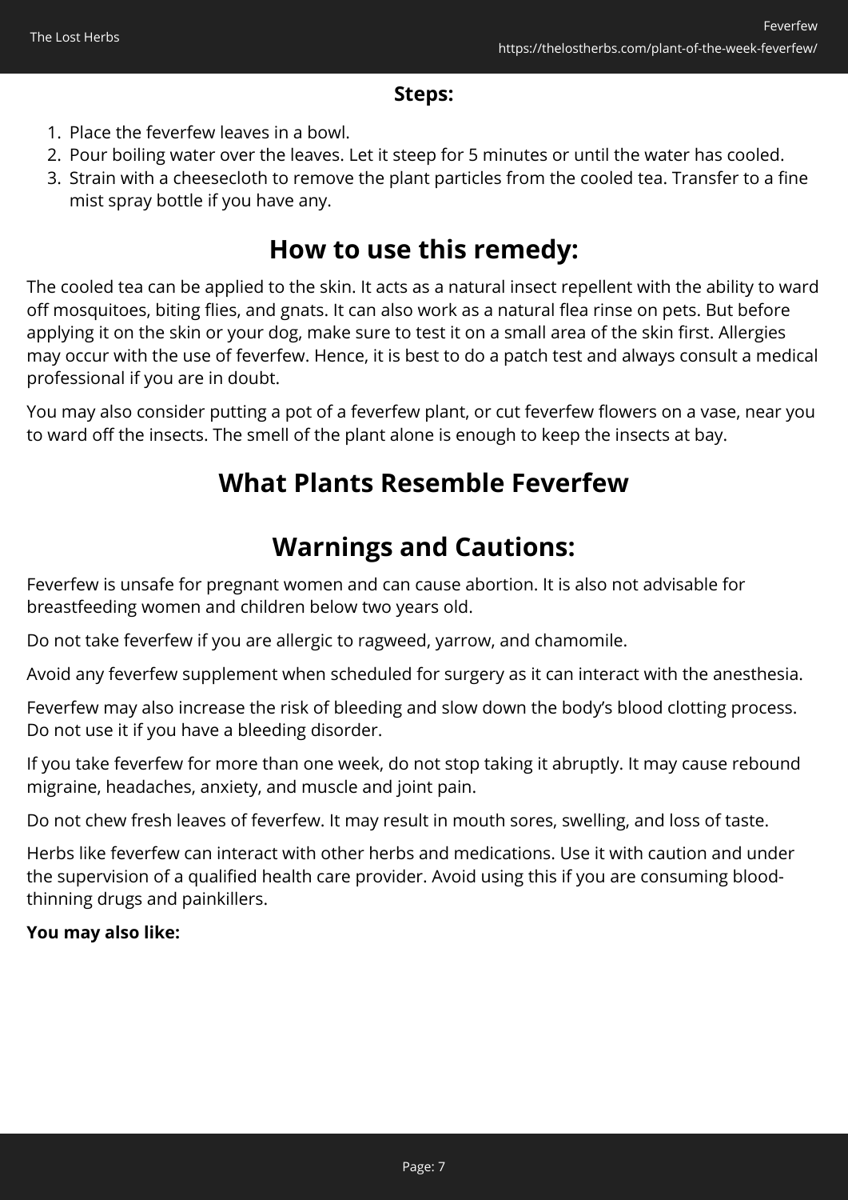**Steps:**

1. Place the feverfew leaves in a bowl.
2. Pour boiling water over the leaves. Let it steep for 5 minutes or until the water has cooled.
3. Strain with a cheesecloth to remove the plant particles from the cooled tea. Transfer to a fine mist spray bottle if you have any.

## How to use this remedy:

The cooled tea can be applied to the skin. It acts as a natural insect repellent with the ability to ward off mosquitoes, biting flies, and gnats. It can also work as a natural flea rinse on pets. But before applying it on the skin or your dog, make sure to test it on a small area of the skin first. Allergies may occur with the use of feverfew. Hence, it is best to do a patch test and always consult a medical professional if you are in doubt.

You may also consider putting a pot of a feverfew plant, or cut feverfew flowers on a vase, near you to ward off the insects. The smell of the plant alone is enough to keep the insects at bay.

## What Plants Resemble Feverfew

## Warnings and Cautions:

Feverfew is unsafe for pregnant women and can cause abortion. It is also not advisable for breastfeeding women and children below two years old.

Do not take feverfew if you are allergic to ragweed, yarrow, and chamomile.

Avoid any feverfew supplement when scheduled for surgery as it can interact with the anesthesia.

Feverfew may also increase the risk of bleeding and slow down the body's blood clotting process. Do not use it if you have a bleeding disorder.

If you take feverfew for more than one week, do not stop taking it abruptly. It may cause rebound migraine, headaches, anxiety, and muscle and joint pain.

Do not chew fresh leaves of feverfew. It may result in mouth sores, swelling, and loss of taste.

Herbs like feverfew can interact with other herbs and medications. Use it with caution and under the supervision of a qualified health care provider. Avoid using this if you are consuming blood-thinning drugs and painkillers.

**You may also like:**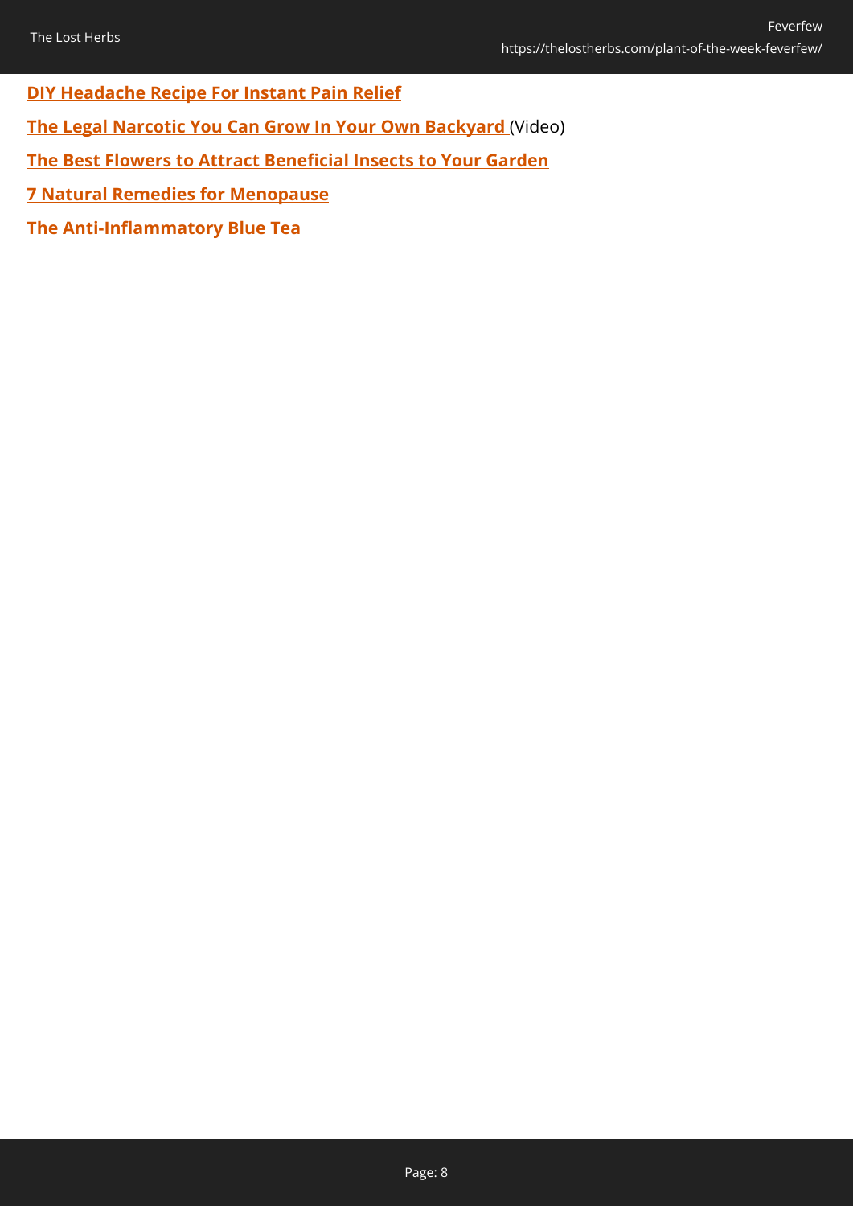**DIY Headache Recipe For Instant Pain Relief**

**The Legal Narcotic You Can Grow In Your Own Backyard** (Video)

**The Best Flowers to Attract Beneficial Insects to Your Garden**

**7 Natural Remedies for Menopause**

**The Anti-Inflammatory Blue Tea**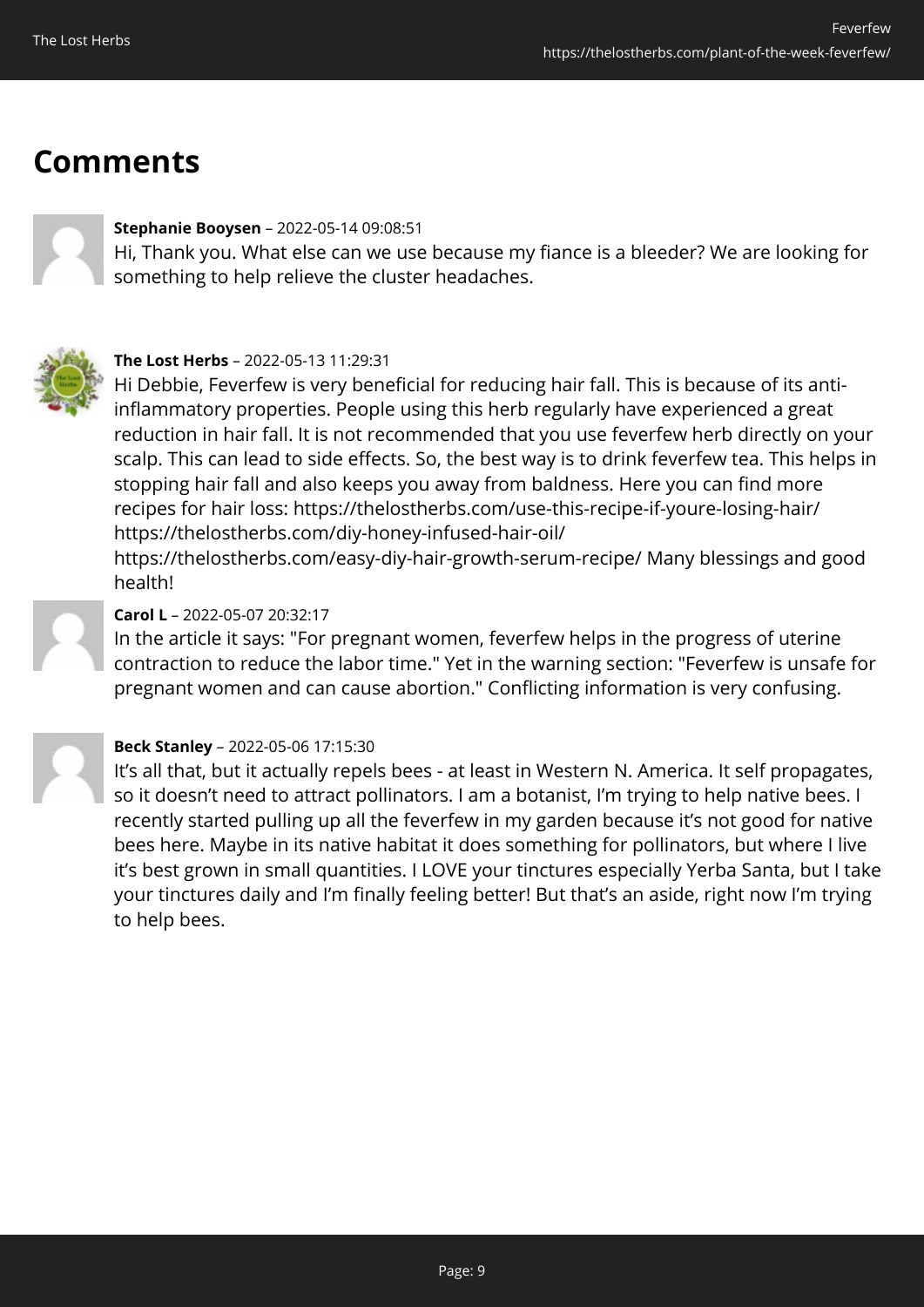## Comments

**Stephanie Booysen** – 2022-05-14 09:08:51

Hi, Thank you. What else can we use because my fiance is a bleeder? We are looking for something to help relieve the cluster headaches.

**The Lost Herbs** – 2022-05-13 11:29:31

Hi Debbie, Feverfew is very beneficial for reducing hair fall. This is because of its anti-inflammatory properties. People using this herb regularly have experienced a great reduction in hair fall. It is not recommended that you use feverfew herb directly on your scalp. This can lead to side effects. So, the best way is to drink feverfew tea. This helps in stopping hair fall and also keeps you away from baldness. Here you can find more recipes for hair loss: https://thelostherbs.com/use-this-recipe-if-youre-losing-hair/ https://thelostherbs.com/diy-honey-infused-hair-oil/ https://thelostherbs.com/easy-diy-hair-growth-serum-recipe/ Many blessings and good health!

**Carol L** – 2022-05-07 20:32:17

In the article it says: "For pregnant women, feverfew helps in the progress of uterine contraction to reduce the labor time." Yet in the warning section: "Feverfew is unsafe for pregnant women and can cause abortion." Conflicting information is very confusing.

**Beck Stanley** – 2022-05-06 17:15:30

It's all that, but it actually repels bees - at least in Western N. America. It self propagates, so it doesn't need to attract pollinators. I am a botanist, I'm trying to help native bees. I recently started pulling up all the feverfew in my garden because it's not good for native bees here. Maybe in its native habitat it does something for pollinators, but where I live it's best grown in small quantities. I LOVE your tinctures especially Yerba Santa, but I take your tinctures daily and I'm finally feeling better! But that's an aside, right now I'm trying to help bees.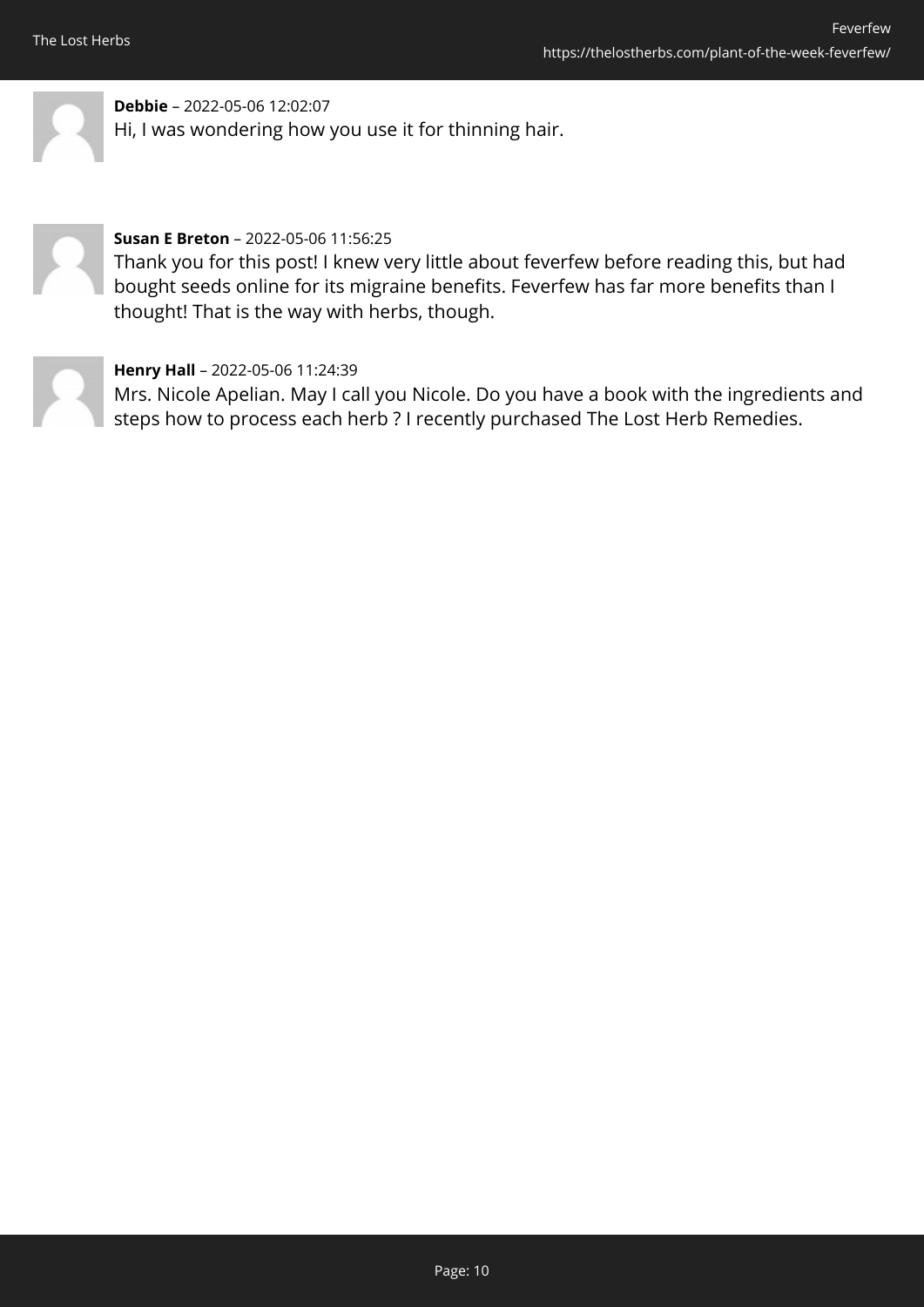**Debbie** – 2022-05-06 12:02:07
Hi, I was wondering how you use it for thinning hair.

**Susan E Breton** – 2022-05-06 11:56:25
Thank you for this post! I knew very little about feverfew before reading this, but had bought seeds online for its migraine benefits. Feverfew has far more benefits than I thought! That is the way with herbs, though.

**Henry Hall** – 2022-05-06 11:24:39
Mrs. Nicole Apelian. May I call you Nicole. Do you have a book with the ingredients and steps how to process each herb ? I recently purchased The Lost Herb Remedies.